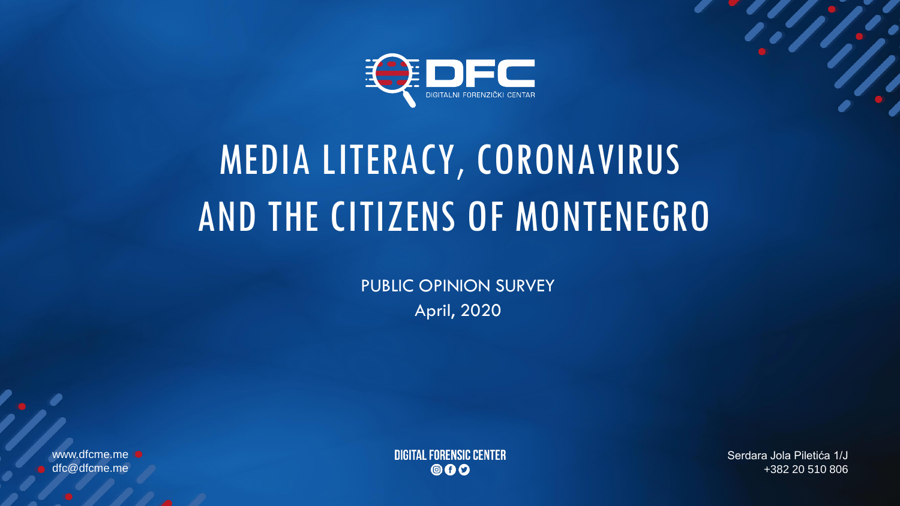DFC
DIGITALNI FORENZIČKI CENTAR

# MEDIA LITERACY, CORONAVIRUS AND THE CITIZENS OF MONTENEGRO

PUBLIC OPINION SURVEY

April, 2020

www.dfcme.me
dfc@dfcme.me

DIGITAL FORENSIC CENTER

Serdara Jola Piletića 1/J
+382 20 510 806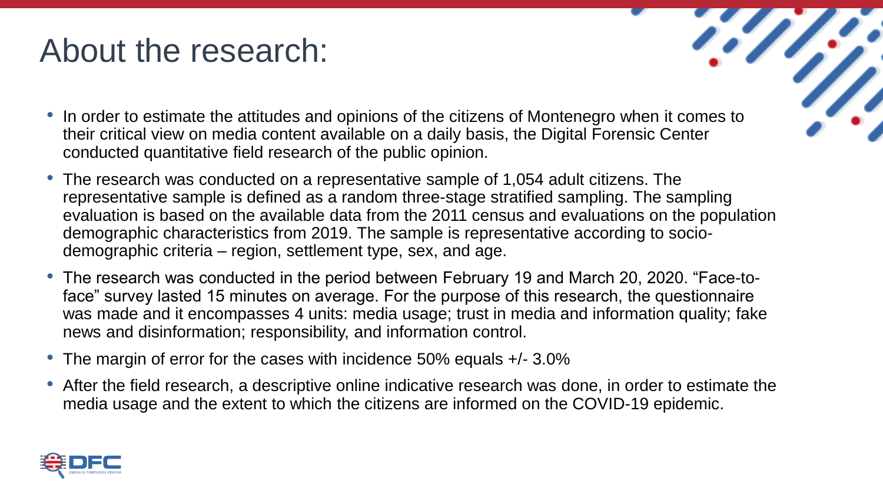# About the research:

- In order to estimate the attitudes and opinions of the citizens of Montenegro when it comes to their critical view on media content available on a daily basis, the Digital Forensic Center conducted quantitative field research of the public opinion.
- The research was conducted on a representative sample of 1,054 adult citizens. The representative sample is defined as a random three-stage stratified sampling. The sampling evaluation is based on the available data from the 2011 census and evaluations on the population demographic characteristics from 2019. The sample is representative according to socio-demographic criteria – region, settlement type, sex, and age.
- The research was conducted in the period between February 19 and March 20, 2020. "Face-to-face" survey lasted 15 minutes on average. For the purpose of this research, the questionnaire was made and it encompasses 4 units: media usage; trust in media and information quality; fake news and disinformation; responsibility, and information control.
- The margin of error for the cases with incidence 50% equals +/- 3.0%
- After the field research, a descriptive online indicative research was done, in order to estimate the media usage and the extent to which the citizens are informed on the COVID-19 epidemic.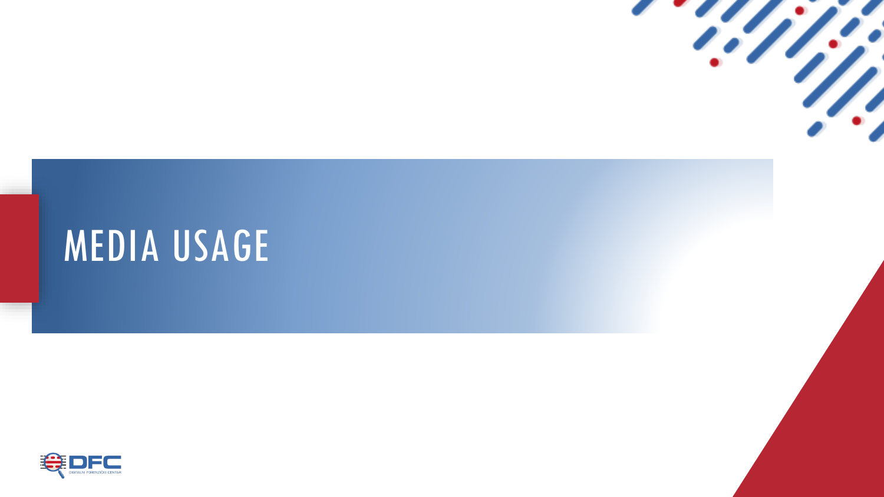# MEDIA USAGE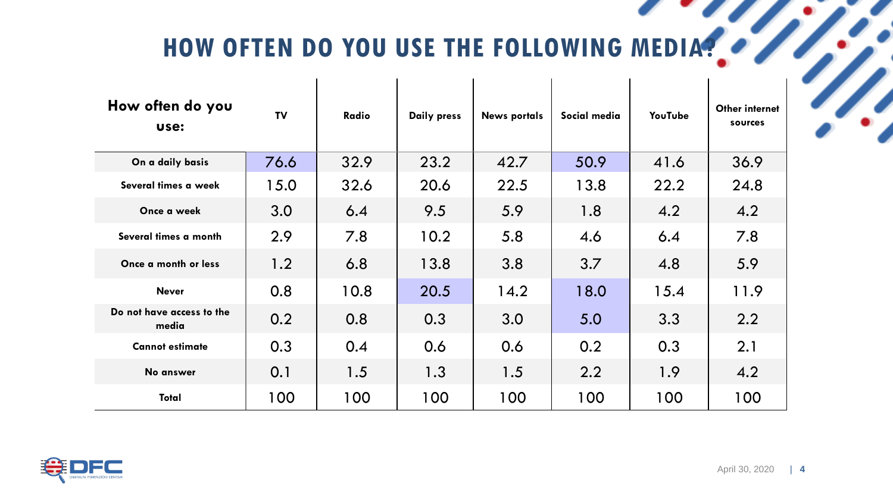# HOW OFTEN DO YOU USE THE FOLLOWING MEDIA?

| How often do you use: | TV | Radio | Daily press | News portals | Social media | YouTube | Other internet sources |
|---|---|---|---|---|---|---|---|
| On a daily basis | 76.6 | 32.9 | 23.2 | 42.7 | 50.9 | 41.6 | 36.9 |
| Several times a week | 15.0 | 32.6 | 20.6 | 22.5 | 13.8 | 22.2 | 24.8 |
| Once a week | 3.0 | 6.4 | 9.5 | 5.9 | 1.8 | 4.2 | 4.2 |
| Several times a month | 2.9 | 7.8 | 10.2 | 5.8 | 4.6 | 6.4 | 7.8 |
| Once a month or less | 1.2 | 6.8 | 13.8 | 3.8 | 3.7 | 4.8 | 5.9 |
| Never | 0.8 | 10.8 | 20.5 | 14.2 | 18.0 | 15.4 | 11.9 |
| Do not have access to the media | 0.2 | 0.8 | 0.3 | 3.0 | 5.0 | 3.3 | 2.2 |
| Cannot estimate | 0.3 | 0.4 | 0.6 | 0.6 | 0.2 | 0.3 | 2.1 |
| No answer | 0.1 | 1.5 | 1.3 | 1.5 | 2.2 | 1.9 | 4.2 |
| Total | 100 | 100 | 100 | 100 | 100 | 100 | 100 |

DFC DIGITALNI FORENZIČKI CENTAR

April 30, 2020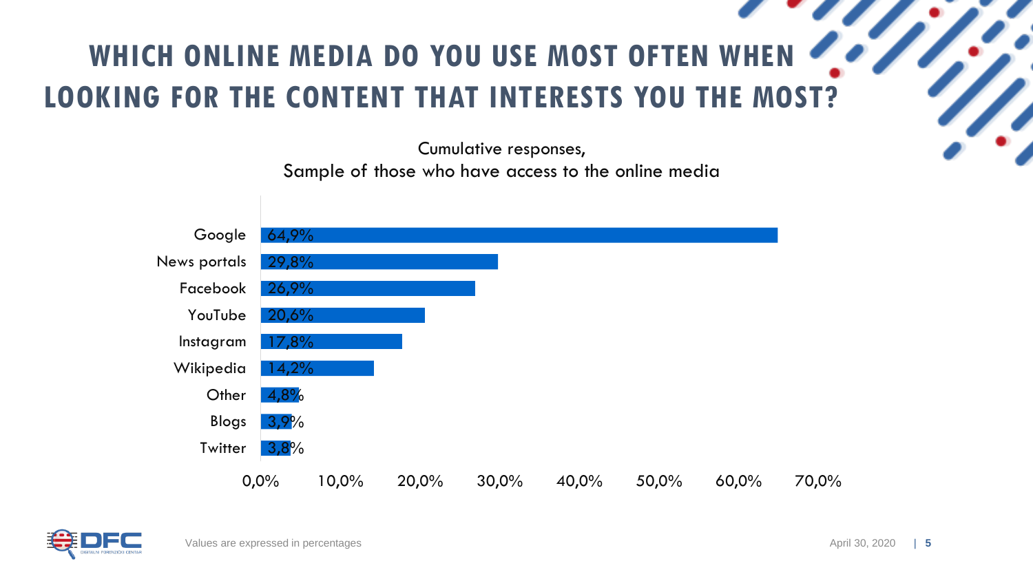# WHICH ONLINE MEDIA DO YOU USE MOST OFTEN WHEN LOOKING FOR THE CONTENT THAT INTERESTS YOU THE MOST?

Cumulative responses,
Sample of those who have access to the online media

| Media | Percentage |
|---|---|
| Google | 64,9% |
| News portals | 29,8% |
| Facebook | 26,9% |
| YouTube | 20,6% |
| Instagram | 17,8% |
| Wikipedia | 14,2% |
| Other | 4,8% |
| Blogs | 3,9% |
| Twitter | 3,8% |

Values are expressed in percentages

April 30, 2020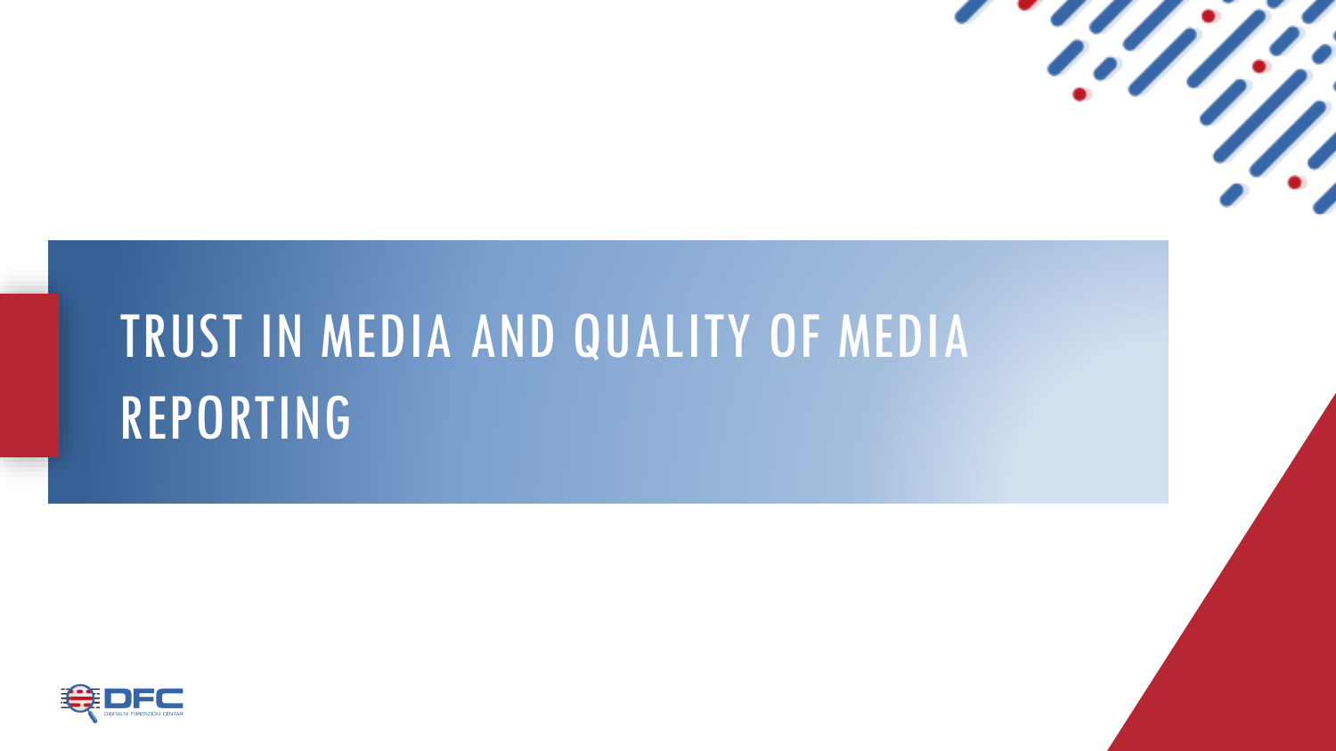# TRUST IN MEDIA AND QUALITY OF MEDIA REPORTING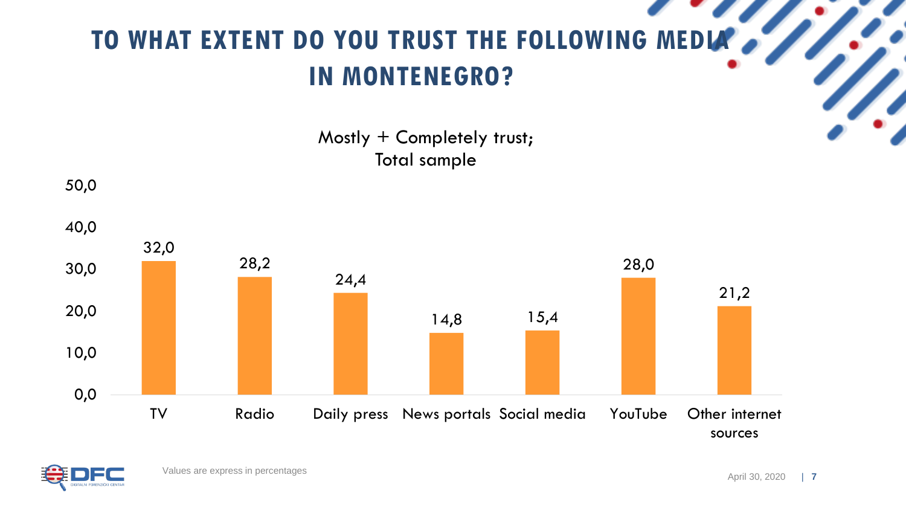# TO WHAT EXTENT DO YOU TRUST THE FOLLOWING MEDIA IN MONTENEGRO?

Mostly + Completely trust;
Total sample

| Media | % |
|---|---|
| TV | 32,0 |
| Radio | 28,2 |
| Daily press | 24,4 |
| News portals | 14,8 |
| Social media | 15,4 |
| YouTube | 28,0 |
| Other internet sources | 21,2 |

Values are express in percentages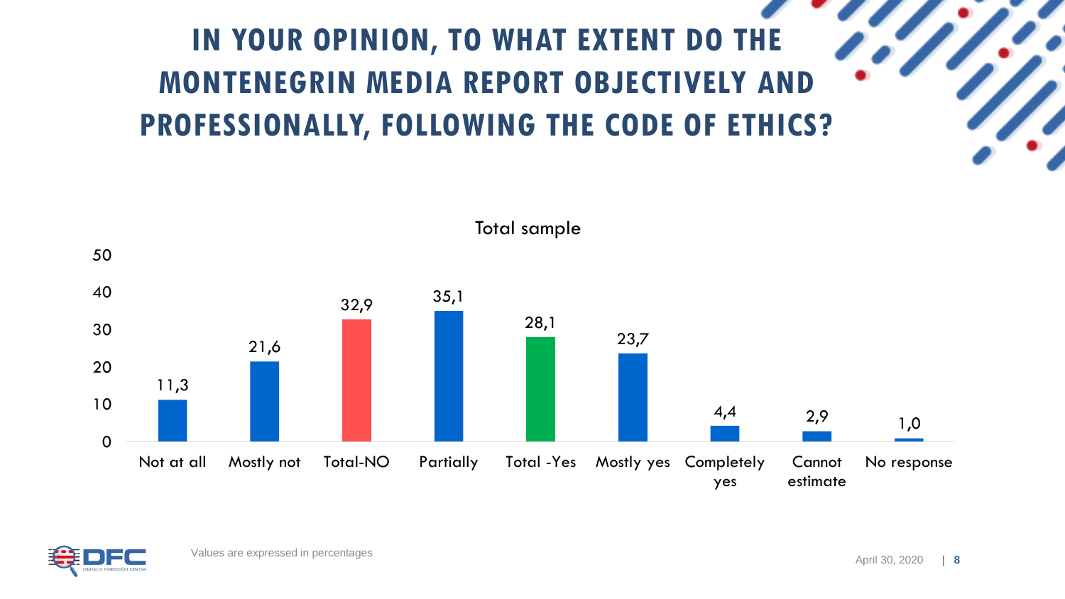# IN YOUR OPINION, TO WHAT EXTENT DO THE MONTENEGRIN MEDIA REPORT OBJECTIVELY AND PROFESSIONALLY, FOLLOWING THE CODE OF ETHICS?

Total sample

| Not at all | Mostly not | Total-NO | Partially | Total -Yes | Mostly yes | Completely yes | Cannot estimate | No response |
|---|---|---|---|---|---|---|---|---|
| 11,3 | 21,6 | 32,9 | 35,1 | 28,1 | 23,7 | 4,4 | 2,9 | 1,0 |

Values are expressed in percentages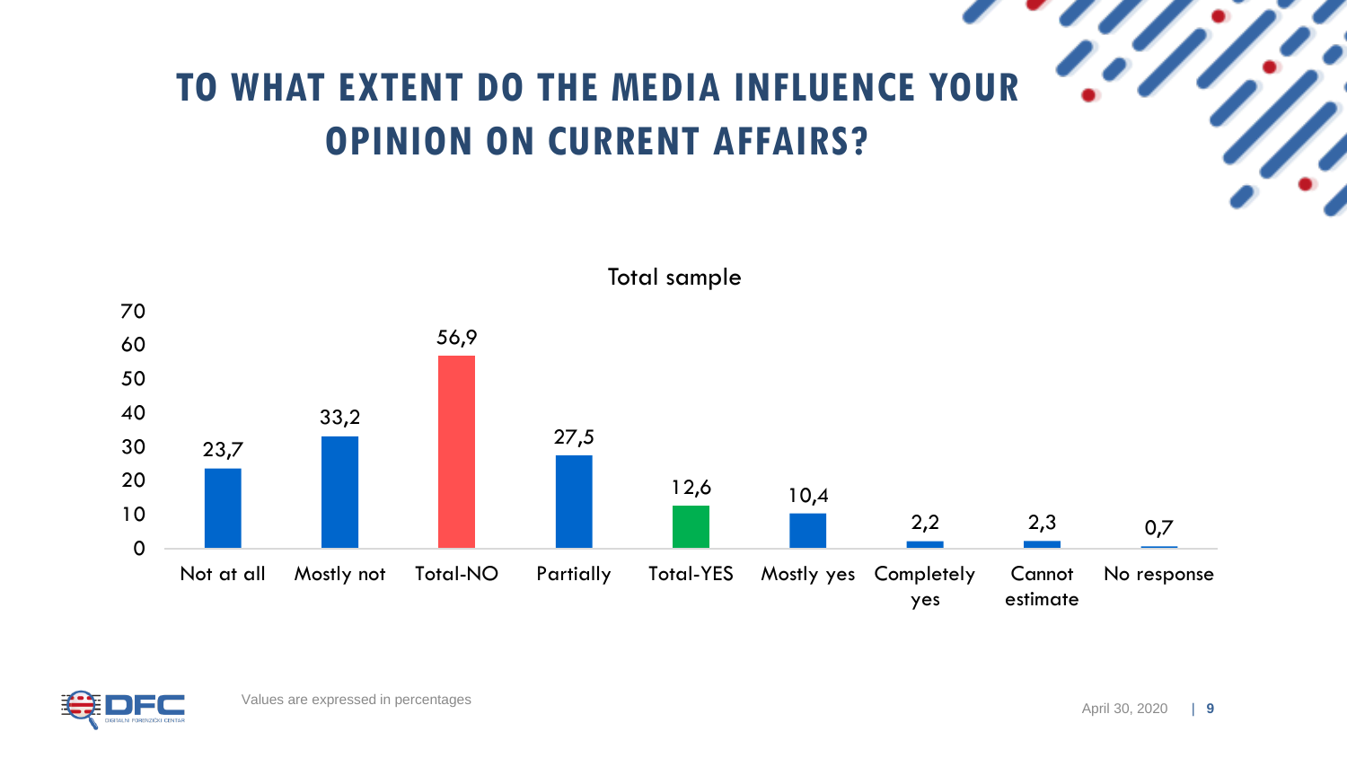# TO WHAT EXTENT DO THE MEDIA INFLUENCE YOUR OPINION ON CURRENT AFFAIRS?

Total sample

| Not at all | Mostly not | Total-NO | Partially | Total-YES | Mostly yes | Completely yes | Cannot estimate | No response |
|---|---|---|---|---|---|---|---|---|
| 23,7 | 33,2 | 56,9 | 27,5 | 12,6 | 10,4 | 2,2 | 2,3 | 0,7 |

Values are expressed in percentages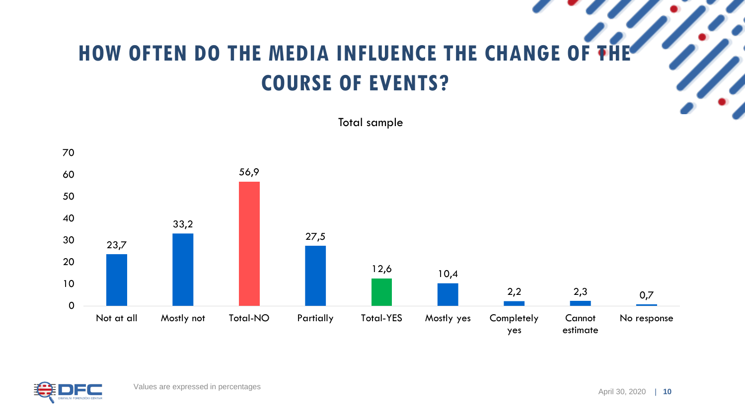# HOW OFTEN DO THE MEDIA INFLUENCE THE CHANGE OF THE COURSE OF EVENTS?

Total sample

| Not at all | Mostly not | Total-NO | Partially | Total-YES | Mostly yes | Completely yes | Cannot estimate | No response |
|---|---|---|---|---|---|---|---|---|
| 23,7 | 33,2 | 56,9 | 27,5 | 12,6 | 10,4 | 2,2 | 2,3 | 0,7 |

Values are expressed in percentages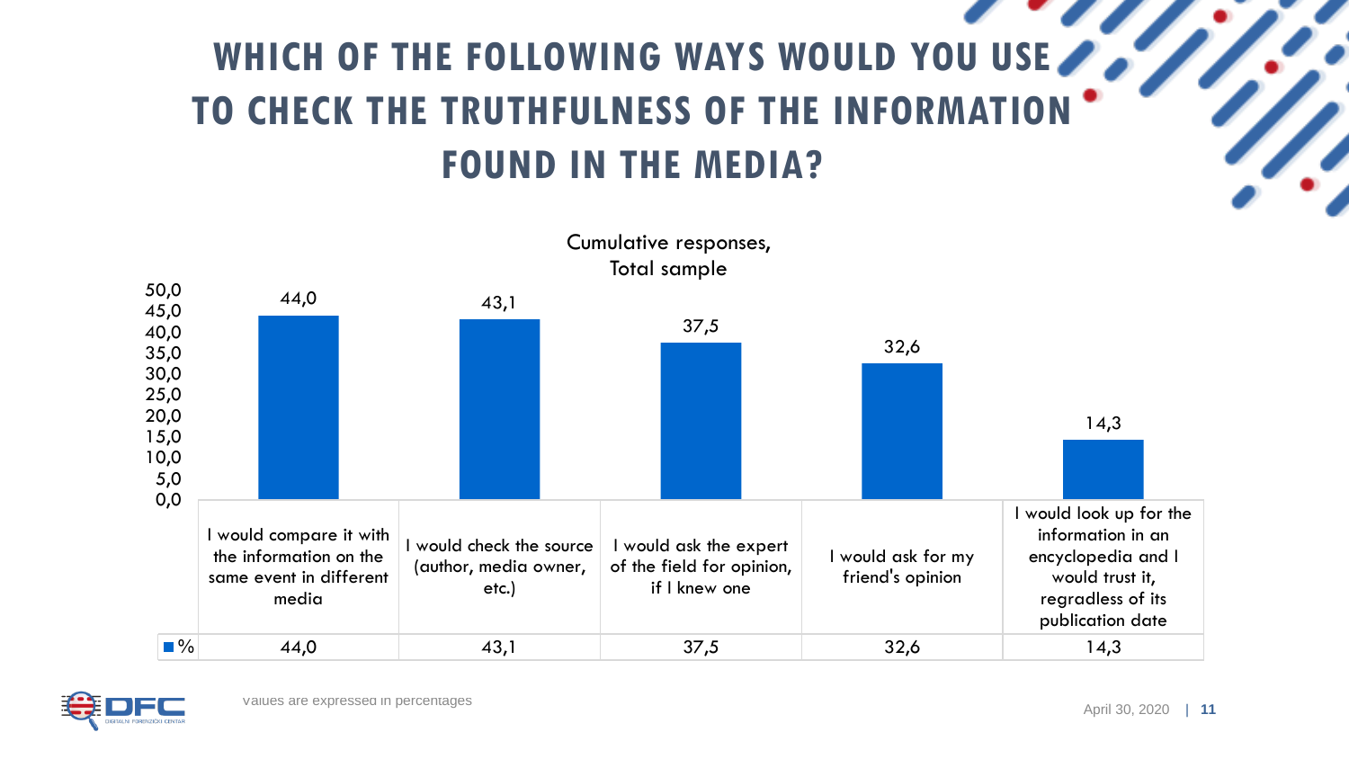# WHICH OF THE FOLLOWING WAYS WOULD YOU USE TO CHECK THE TRUTHFULNESS OF THE INFORMATION FOUND IN THE MEDIA?

Cumulative responses, Total sample

| | I would compare it with the information on the same event in different media | I would check the source (author, media owner, etc.) | I would ask the expert of the field for opinion, if I knew one | I would ask for my friend's opinion | I would look up for the information in an encyclopedia and I would trust it, regradless of its publication date |
|---|---|---|---|---|---|
| % | 44,0 | 43,1 | 37,5 | 32,6 | 14,3 |

Values are expressed in percentages

April 30, 2020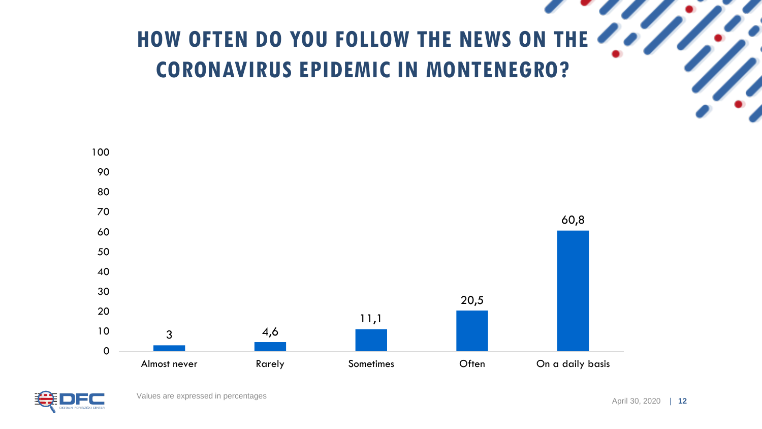# HOW OFTEN DO YOU FOLLOW THE NEWS ON THE CORONAVIRUS EPIDEMIC IN MONTENEGRO?

| Almost never | Rarely | Sometimes | Often | On a daily basis |
|---|---|---|---|---|
| 3 | 4,6 | 11,1 | 20,5 | 60,8 |

Values are expressed in percentages

April 30, 2020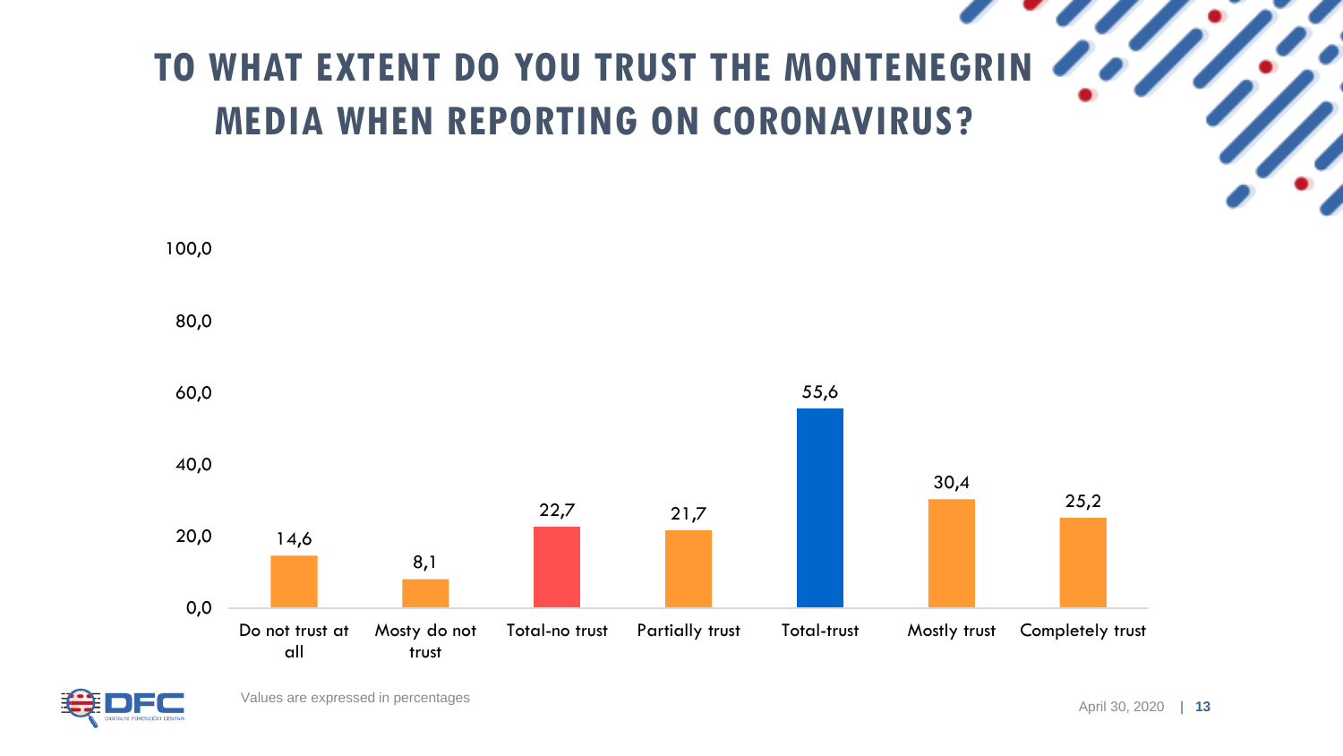# TO WHAT EXTENT DO YOU TRUST THE MONTENEGRIN MEDIA WHEN REPORTING ON CORONAVIRUS?

| Do not trust at all | Mosty do not trust | Total-no trust | Partially trust | Total-trust | Mostly trust | Completely trust |
|---|---|---|---|---|---|---|
| 14,6 | 8,1 | 22,7 | 21,7 | 55,6 | 30,4 | 25,2 |

Values are expressed in percentages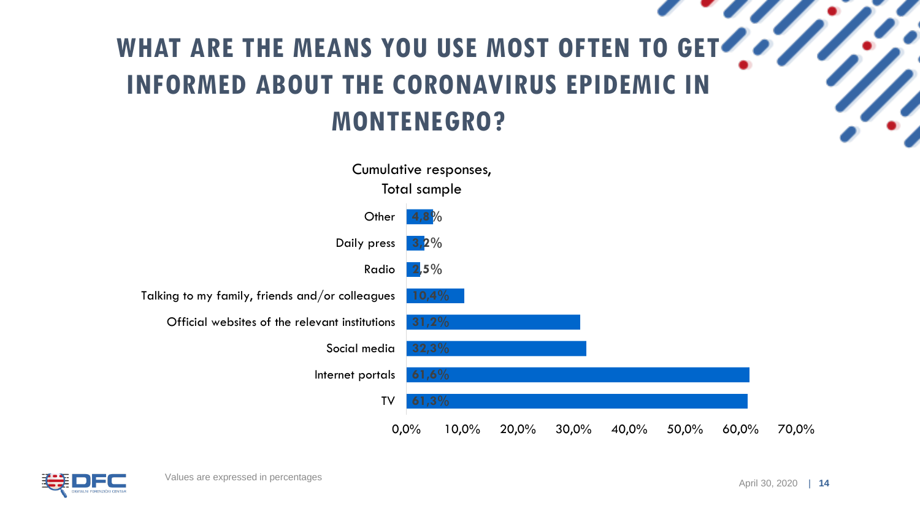# WHAT ARE THE MEANS YOU USE MOST OFTEN TO GET INFORMED ABOUT THE CORONAVIRUS EPIDEMIC IN MONTENEGRO?

Cumulative responses, Total sample

| Means | % |
|---|---|
| Other | 4,8% |
| Daily press | 3,2% |
| Radio | 2,5% |
| Talking to my family, friends and/or colleagues | 10,4% |
| Official websites of the relevant institutions | 31,2% |
| Social media | 32,3% |
| Internet portals | 61,6% |
| TV | 61,3% |

Values are expressed in percentages

April 30, 2020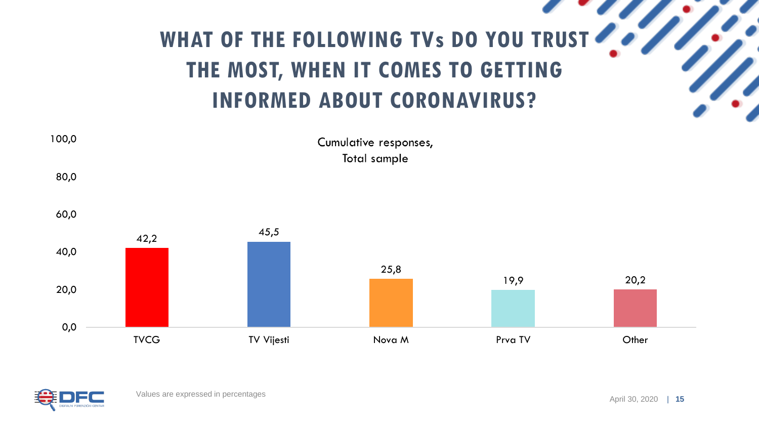# WHAT OF THE FOLLOWING TVs DO YOU TRUST THE MOST, WHEN IT COMES TO GETTING INFORMED ABOUT CORONAVIRUS?

Cumulative responses,
Total sample

| TV | % |
|---|---|
| TVCG | 42,2 |
| TV Vijesti | 45,5 |
| Nova M | 25,8 |
| Prva TV | 19,9 |
| Other | 20,2 |

Values are expressed in percentages

April 30, 2020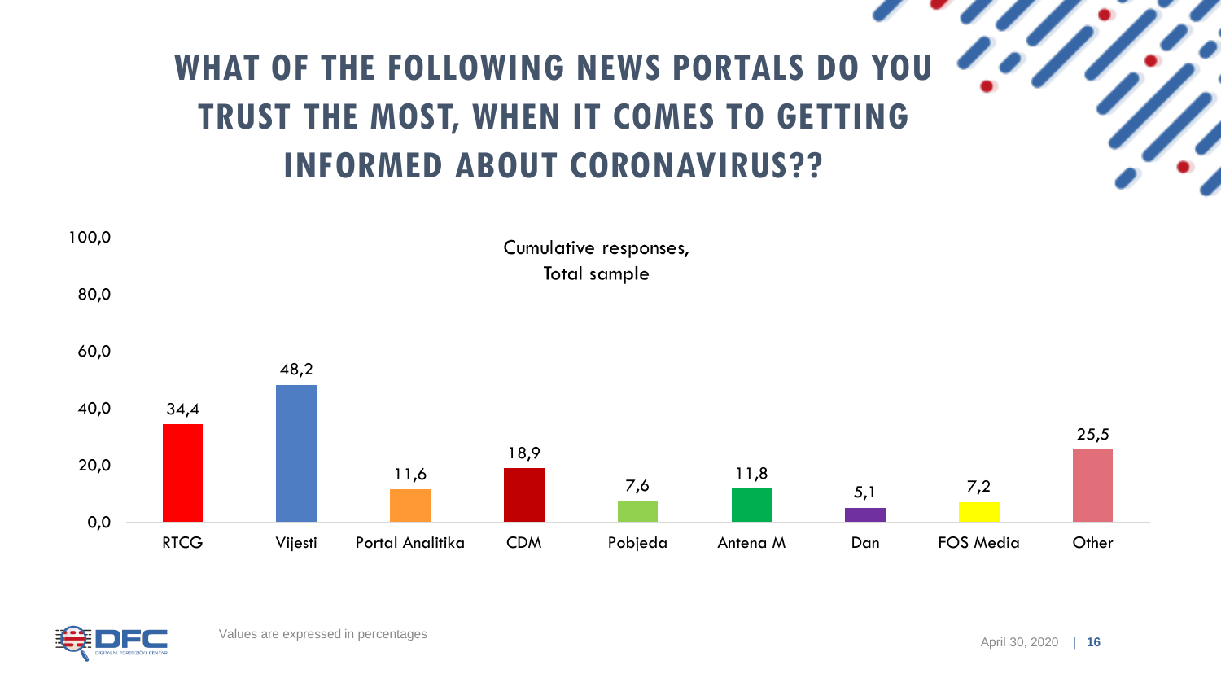# WHAT OF THE FOLLOWING NEWS PORTALS DO YOU TRUST THE MOST, WHEN IT COMES TO GETTING INFORMED ABOUT CORONAVIRUS??

Cumulative responses, Total sample

| RTCG | Vijesti | Portal Analitika | CDM | Pobjeda | Antena M | Dan | FOS Media | Other |
|---|---|---|---|---|---|---|---|---|
| 34,4 | 48,2 | 11,6 | 18,9 | 7,6 | 11,8 | 5,1 | 7,2 | 25,5 |

Values are expressed in percentages

April 30, 2020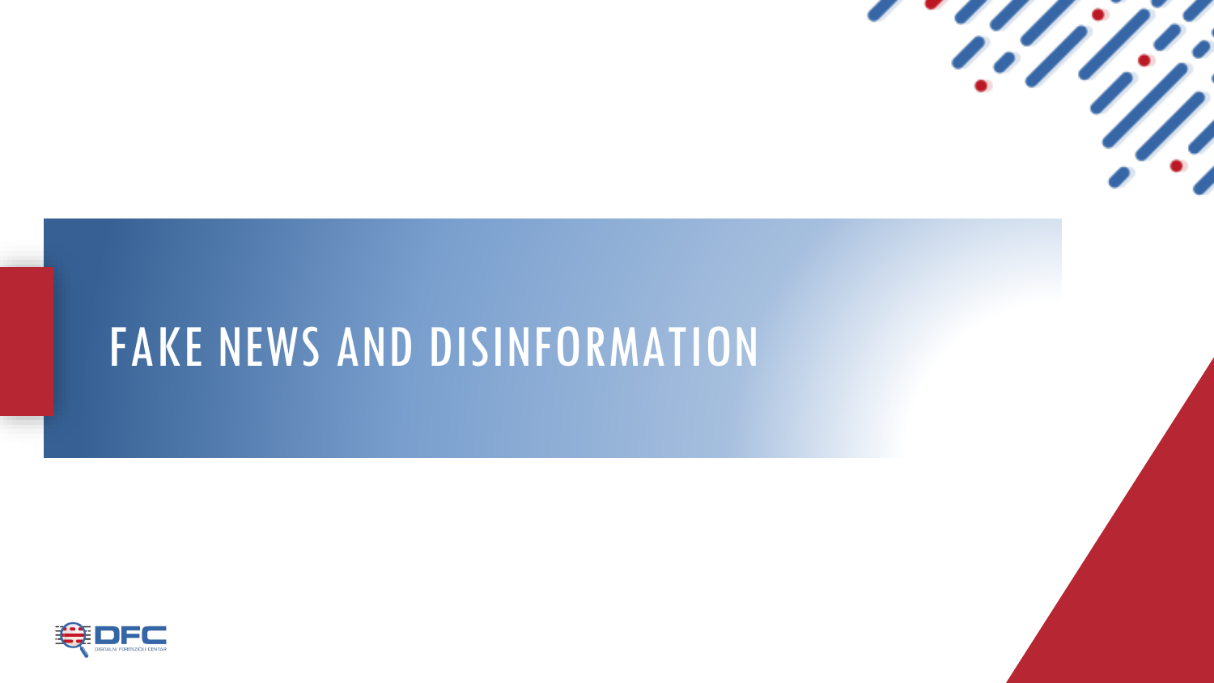# FAKE NEWS AND DISINFORMATION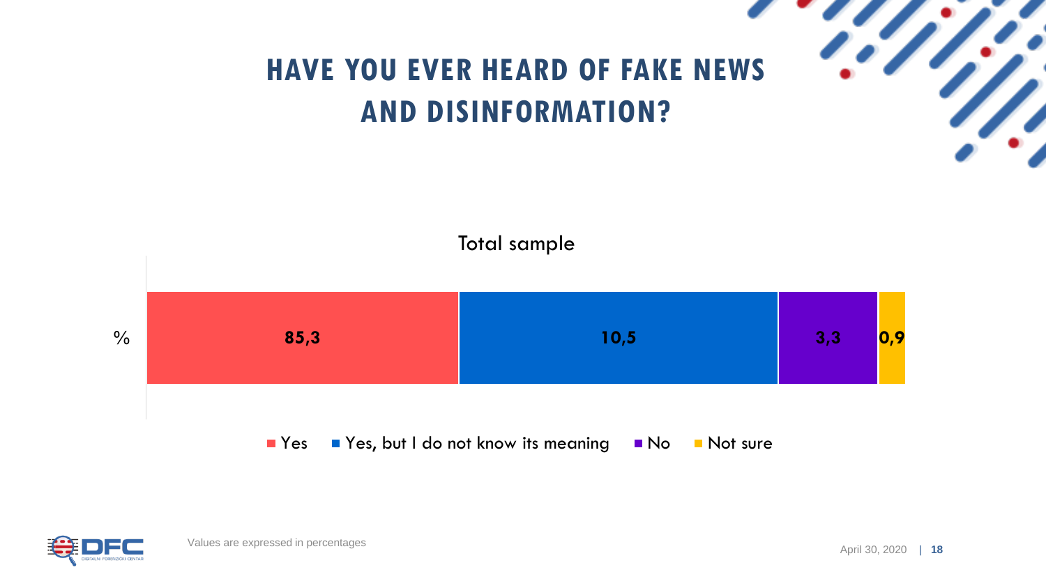# HAVE YOU EVER HEARD OF FAKE NEWS AND DISINFORMATION?

Total sample

| | Yes | Yes, but I do not know its meaning | No | Not sure |
|---|---|---|---|---|
| % | 85,3 | 10,5 | 3,3 | 0,9 |

Values are expressed in percentages

April 30, 2020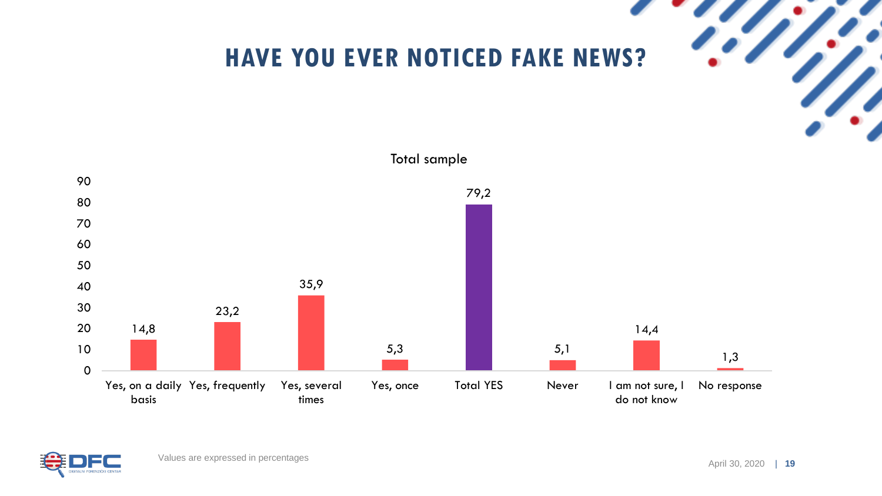# HAVE YOU EVER NOTICED FAKE NEWS?

Total sample

| Response | Value |
|---|---|
| Yes, on a daily basis | 14,8 |
| Yes, frequently | 23,2 |
| Yes, several times | 35,9 |
| Yes, once | 5,3 |
| Total YES | 79,2 |
| Never | 5,1 |
| I am not sure, I do not know | 14,4 |
| No response | 1,3 |

Values are expressed in percentages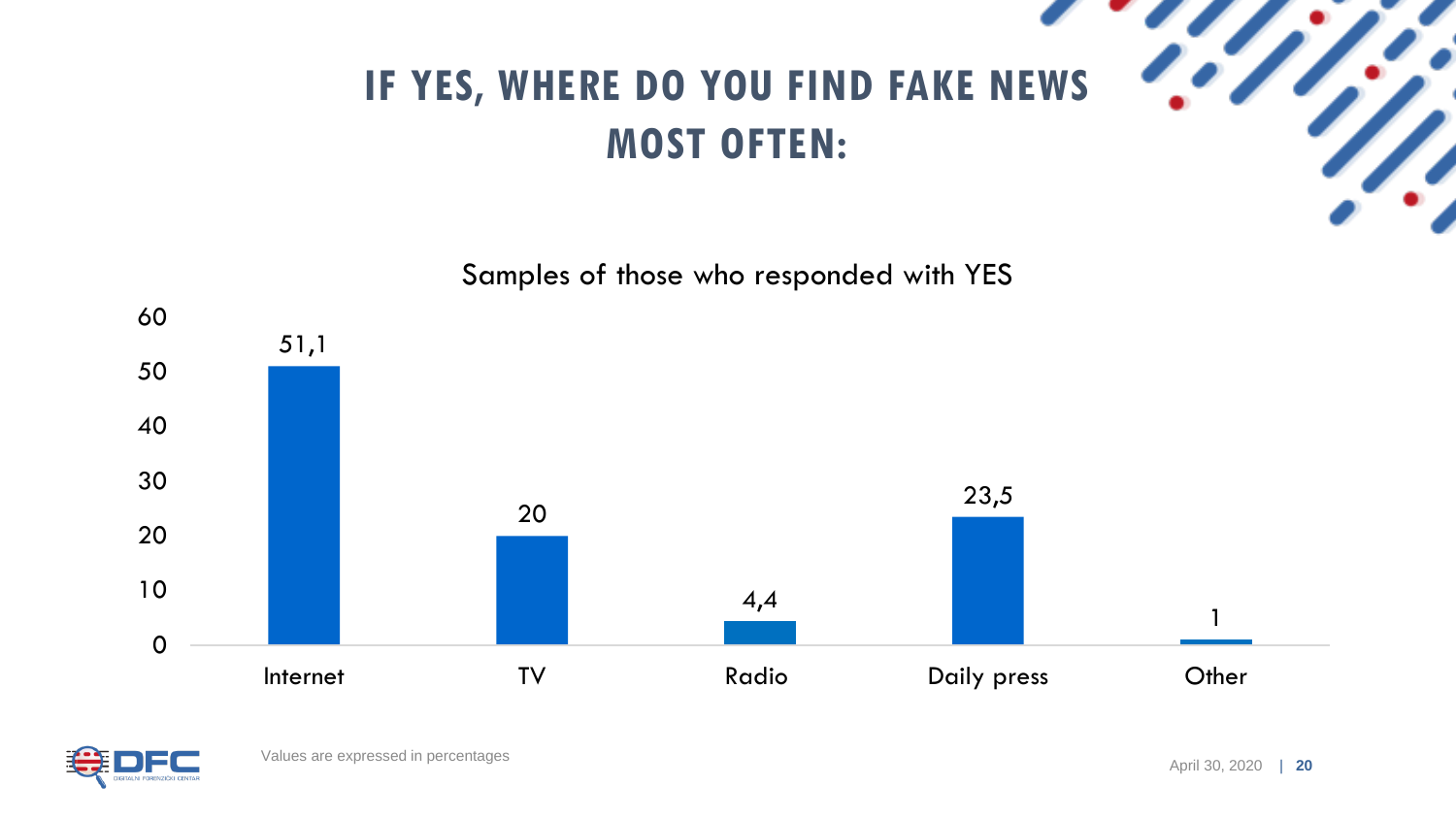# IF YES, WHERE DO YOU FIND FAKE NEWS MOST OFTEN:

Samples of those who responded with YES

| Source | Value |
| --- | --- |
| Internet | 51,1 |
| TV | 20 |
| Radio | 4,4 |
| Daily press | 23,5 |
| Other | 1 |

Values are expressed in percentages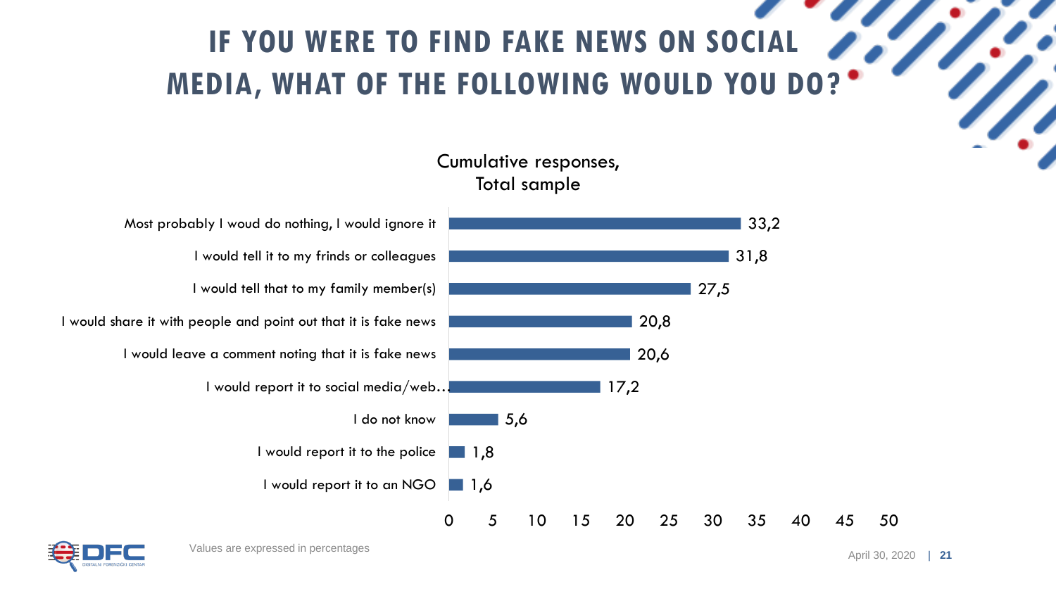# IF YOU WERE TO FIND FAKE NEWS ON SOCIAL MEDIA, WHAT OF THE FOLLOWING WOULD YOU DO?

Cumulative responses, Total sample

| Response | % |
|---|---|
| Most probably I woud do nothing, I would ignore it | 33,2 |
| I would tell it to my frinds or colleagues | 31,8 |
| I would tell that to my family member(s) | 27,5 |
| I would share it with people and point out that it is fake news | 20,8 |
| I would leave a comment noting that it is fake news | 20,6 |
| I would report it to social media/web… | 17,2 |
| I do not know | 5,6 |
| I would report it to the police | 1,8 |
| I would report it to an NGO | 1,6 |

Values are expressed in percentages

April 30, 2020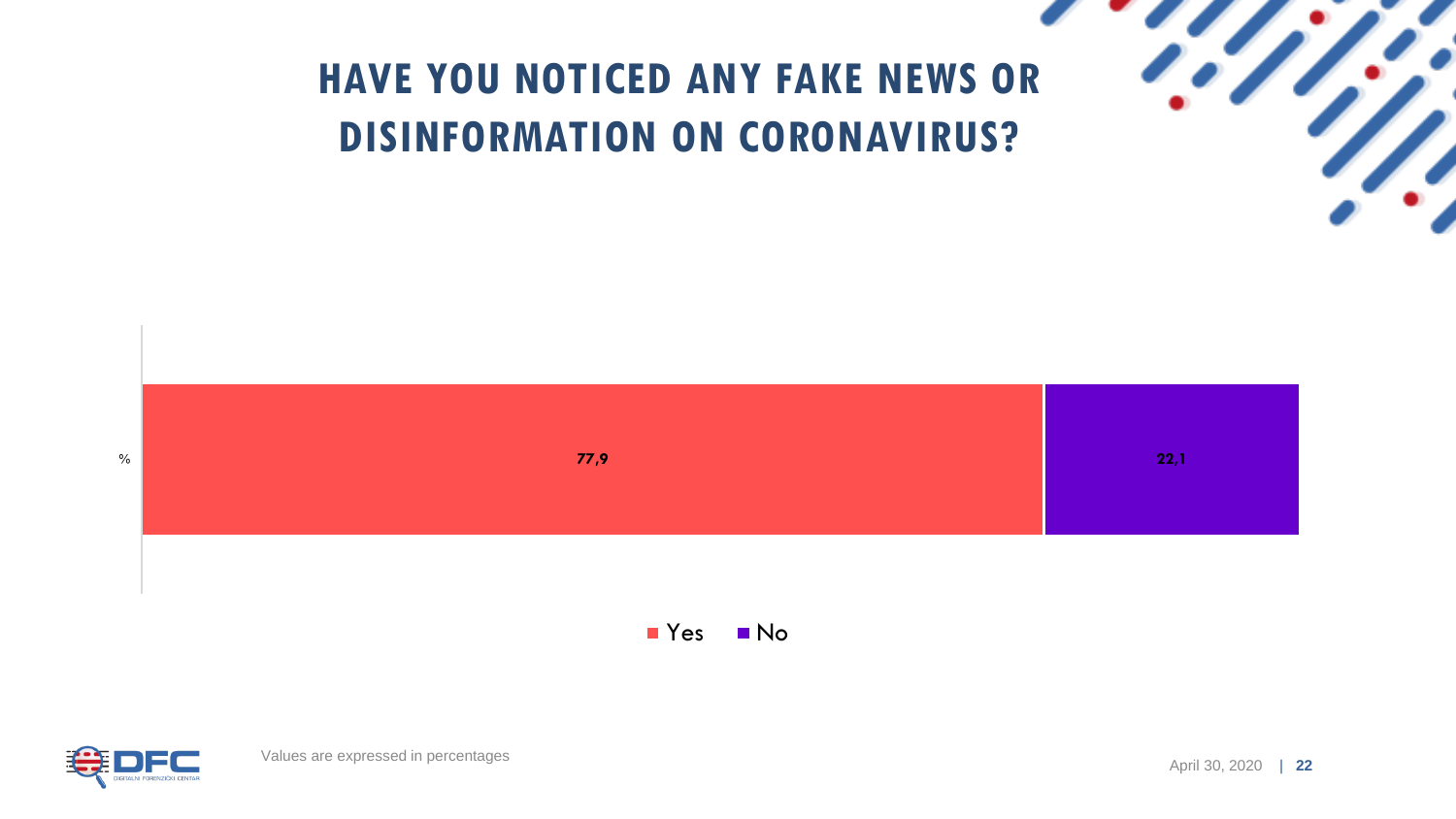# HAVE YOU NOTICED ANY FAKE NEWS OR DISINFORMATION ON CORONAVIRUS?

| | Yes | No |
|---|---|---|
| % | 77,9 | 22,1 |

Values are expressed in percentages

April 30, 2020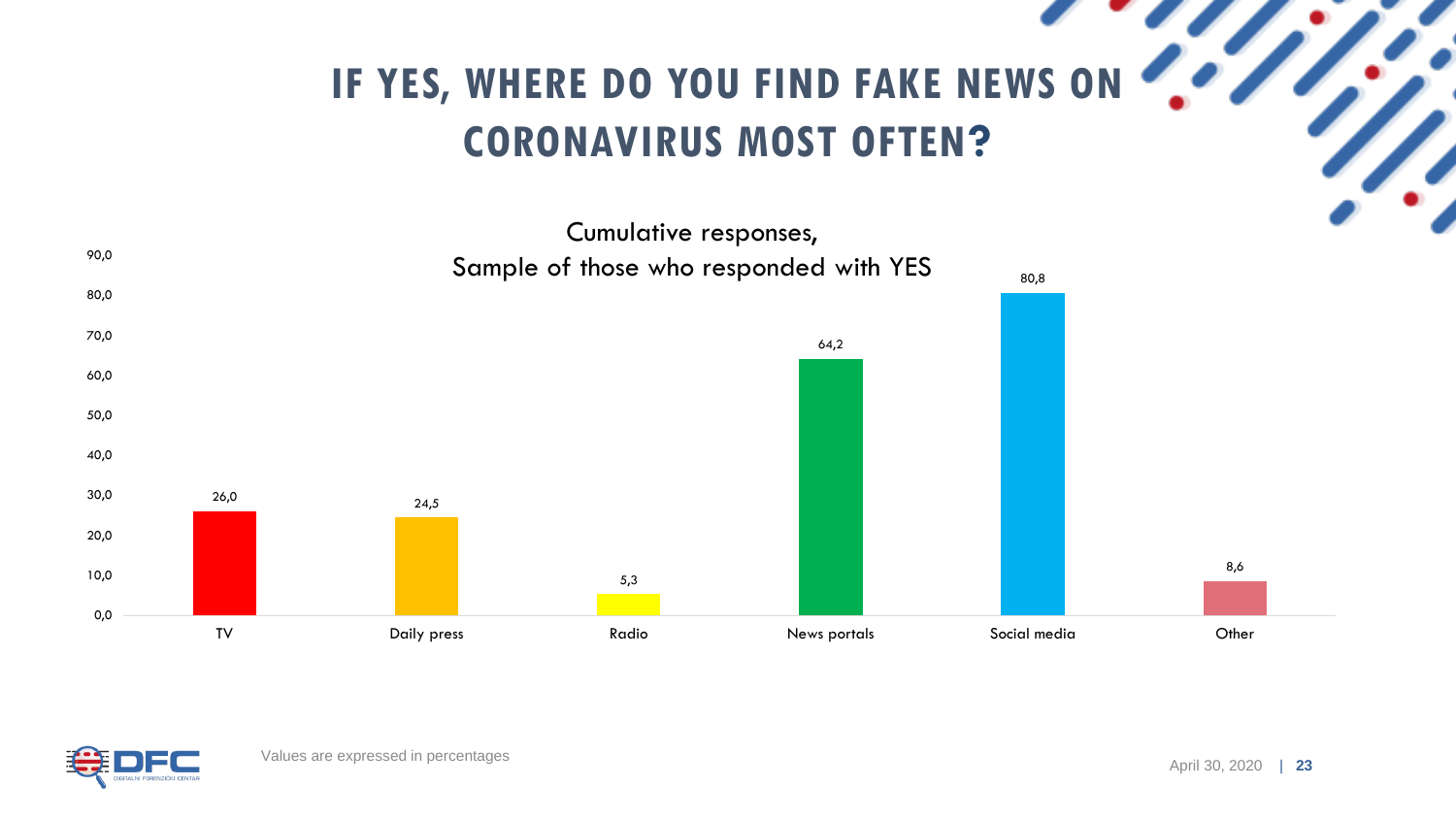# IF YES, WHERE DO YOU FIND FAKE NEWS ON CORONAVIRUS MOST OFTEN?

Cumulative responses,
Sample of those who responded with YES

| TV | Daily press | Radio | News portals | Social media | Other |
|---|---|---|---|---|---|
| 26,0 | 24,5 | 5,3 | 64,2 | 80,8 | 8,6 |

Values are expressed in percentages

April 30, 2020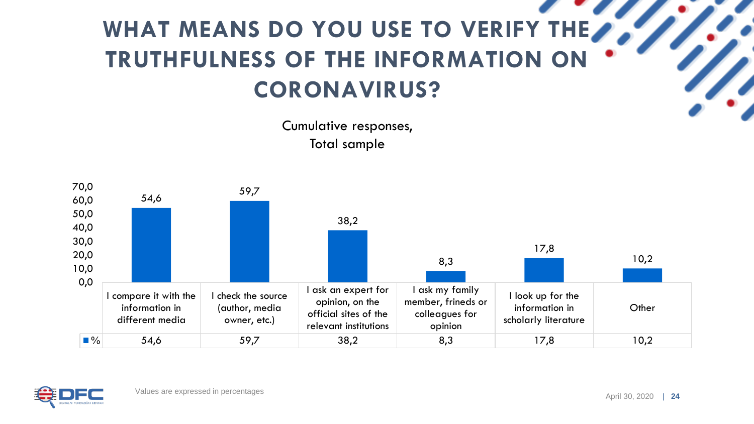# WHAT MEANS DO YOU USE TO VERIFY THE TRUTHFULNESS OF THE INFORMATION ON CORONAVIRUS?

Cumulative responses,
Total sample

| | I compare it with the information in different media | I check the source (author, media owner, etc.) | I ask an expert for opinion, on the official sites of the relevant institutions | I ask my family member, frineds or colleagues for opinion | I look up for the information in scholarly literature | Other |
|---|---|---|---|---|---|---|
| % | 54,6 | 59,7 | 38,2 | 8,3 | 17,8 | 10,2 |

Values are expressed in percentages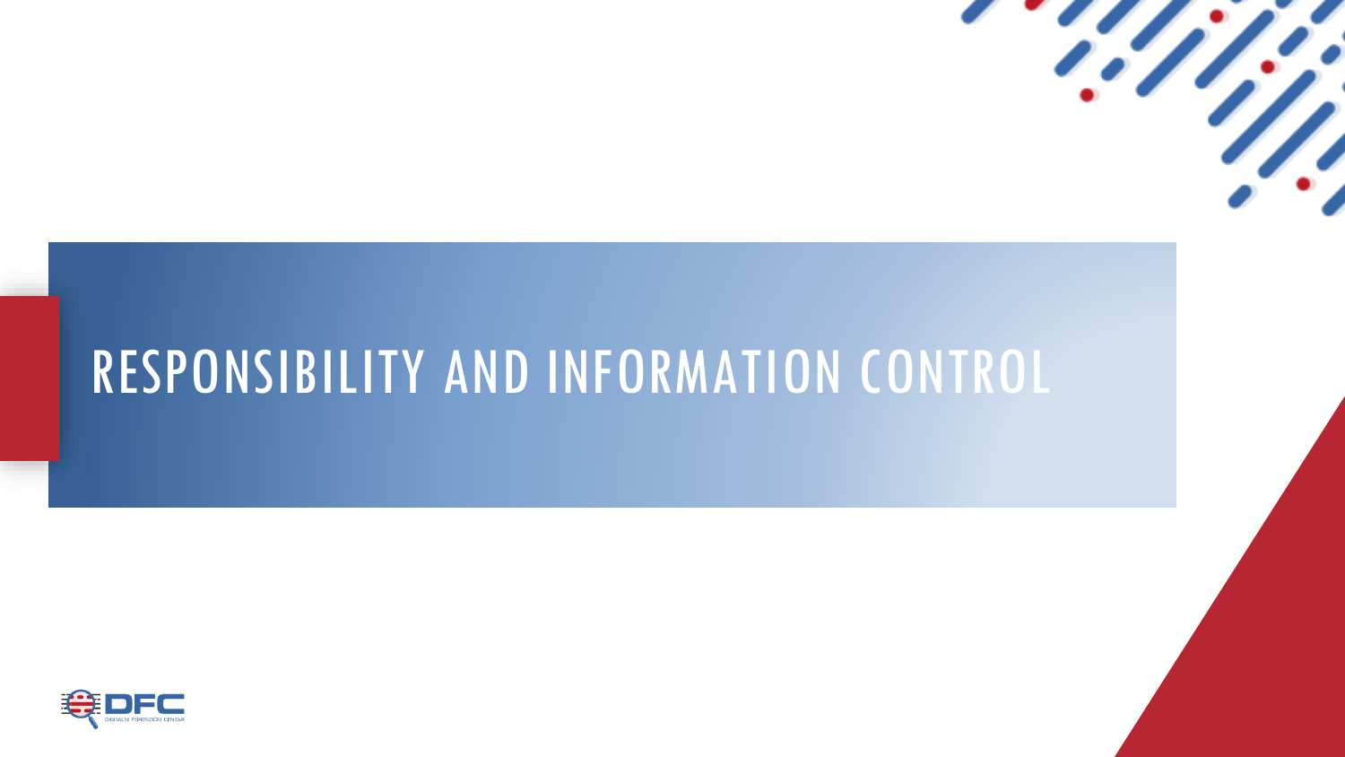# RESPONSIBILITY AND INFORMATION CONTROL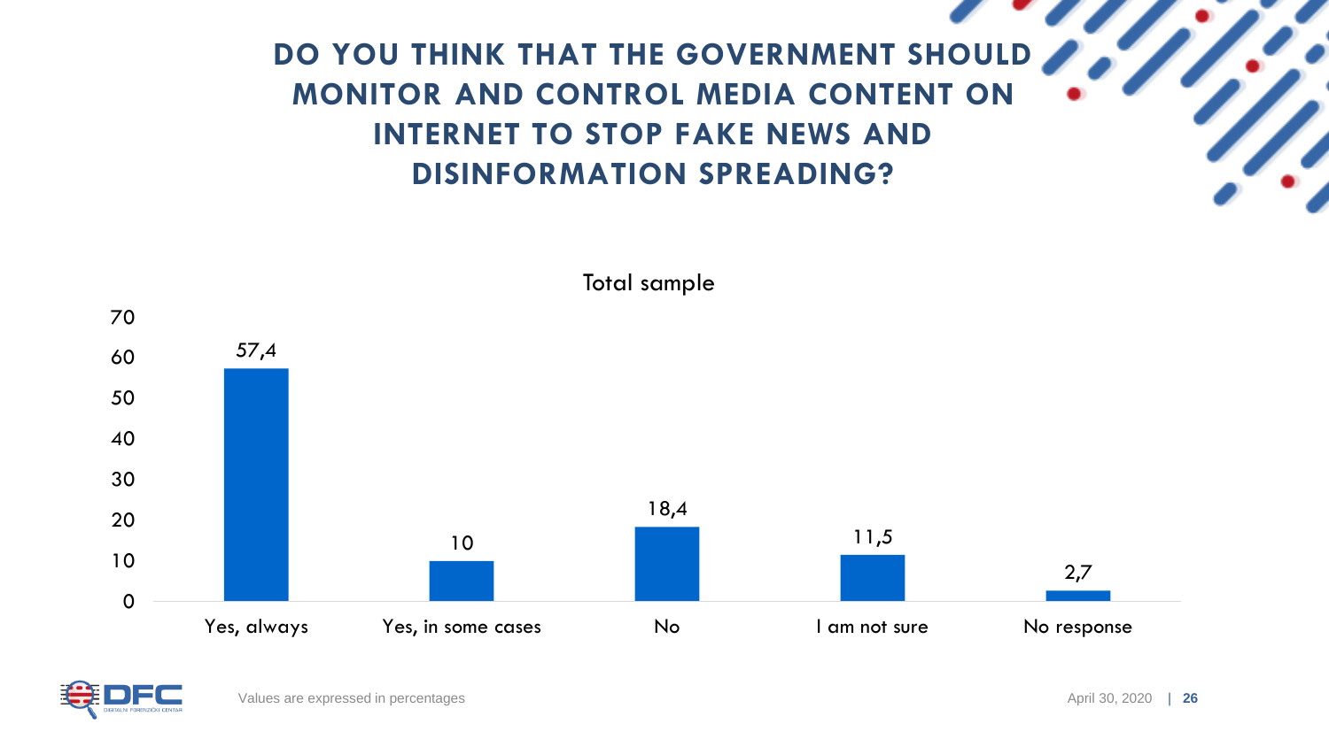# DO YOU THINK THAT THE GOVERNMENT SHOULD MONITOR AND CONTROL MEDIA CONTENT ON INTERNET TO STOP FAKE NEWS AND DISINFORMATION SPREADING?

Total sample

| Response | % |
|---|---|
| Yes, always | 57,4 |
| Yes, in some cases | 10 |
| No | 18,4 |
| I am not sure | 11,5 |
| No response | 2,7 |

Values are expressed in percentages

April 30, 2020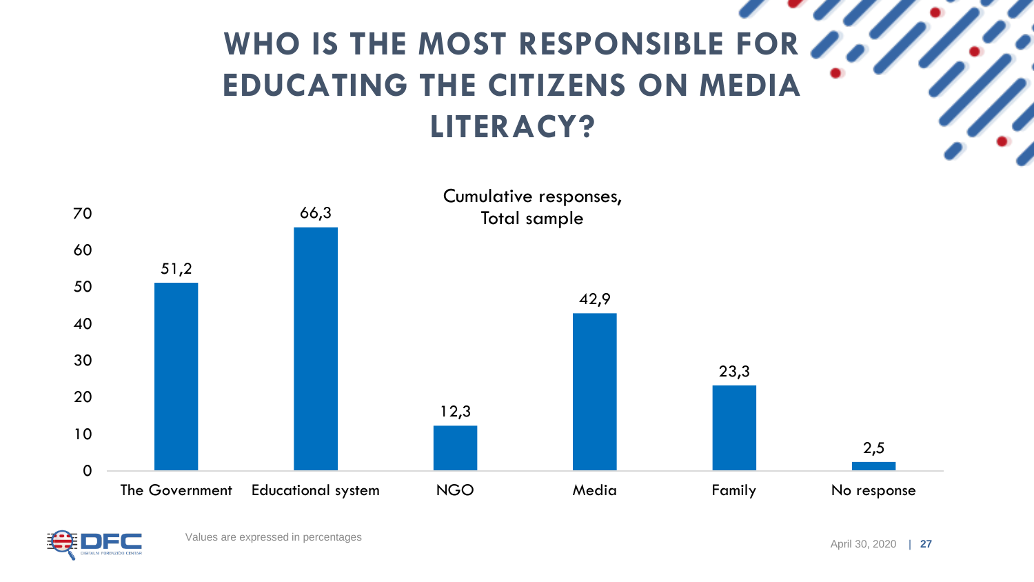# WHO IS THE MOST RESPONSIBLE FOR EDUCATING THE CITIZENS ON MEDIA LITERACY?

Cumulative responses, Total sample

| Response | Value |
|---|---|
| The Government | 51,2 |
| Educational system | 66,3 |
| NGO | 12,3 |
| Media | 42,9 |
| Family | 23,3 |
| No response | 2,5 |

Values are expressed in percentages

April 30, 2020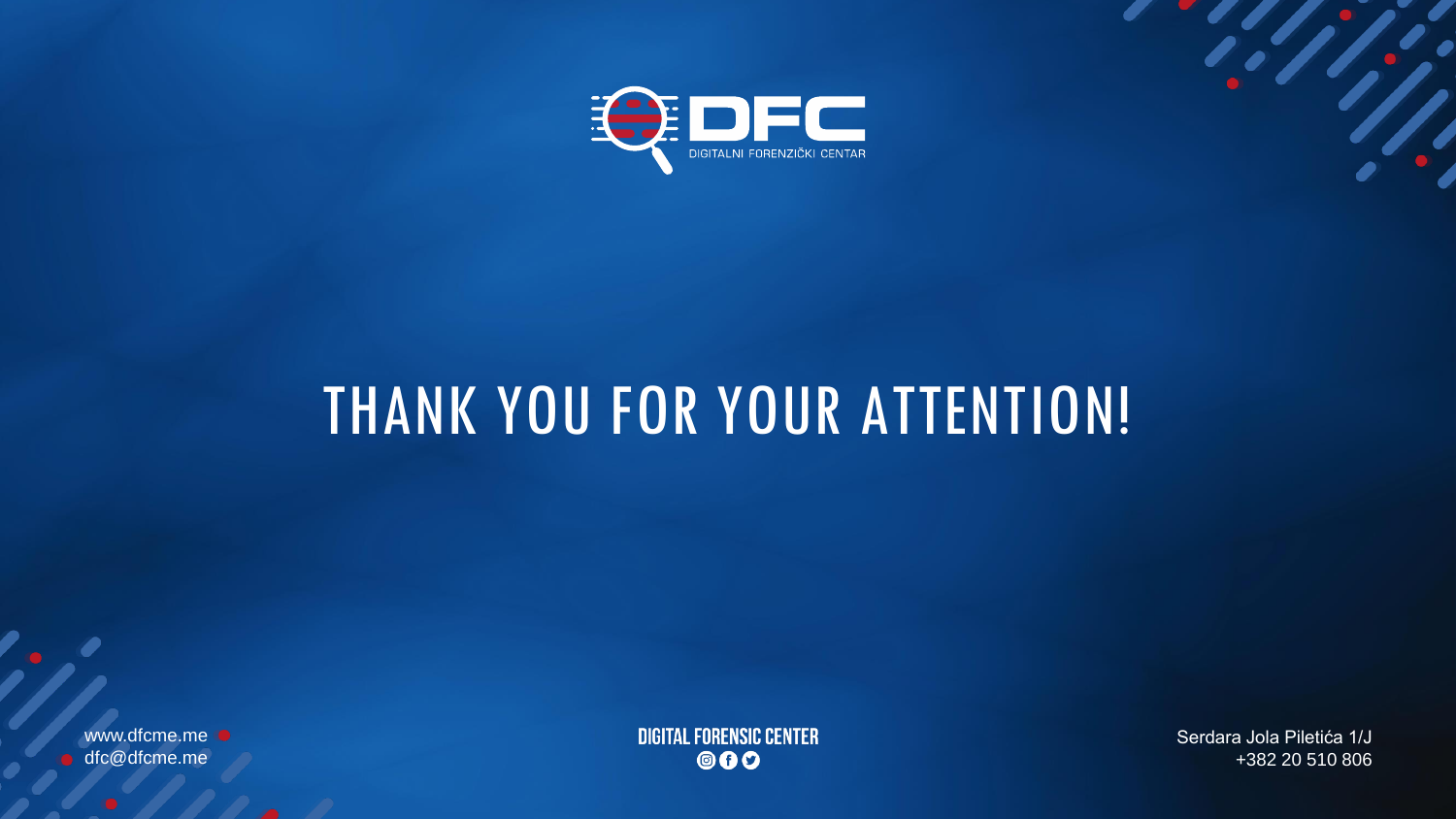DFC

DIGITALNI FORENZIČKI CENTAR

# THANK YOU FOR YOUR ATTENTION!

www.dfcme.me
dfc@dfcme.me

DIGITAL FORENSIC CENTER

Serdara Jola Piletića 1/J
+382 20 510 806